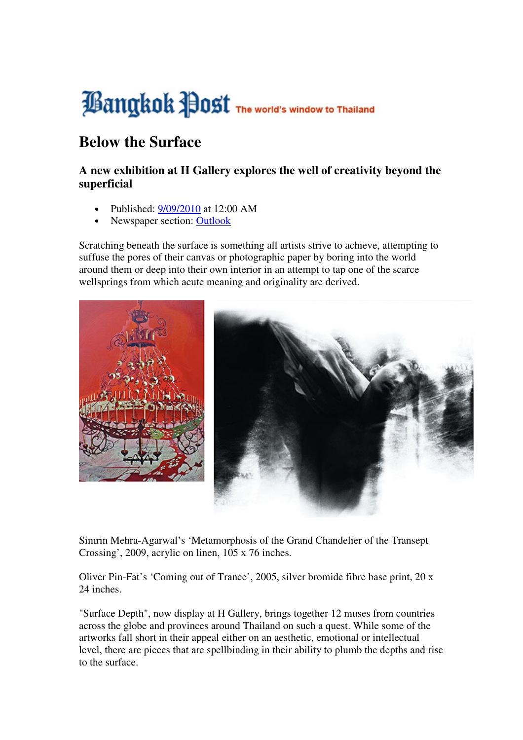Bangkok Post The world's window to Thailand

# Below the Surface

### A new exhibition at H Gallery explores the well of creativity beyond the superficial

- Published: [9/09/2010]() at 12:00 AM
- Newspaper section: [Outlook]()

Scratching beneath the surface is something all artists strive to achieve, attempting to suffuse the pores of their canvas or photographic paper by boring into the world around them or deep into their own interior in an attempt to tap one of the scarce wellsprings from which acute meaning and originality are derived.

Simrin Mehra-Agarwal's 'Metamorphosis of the Grand Chandelier of the Transept Crossing', 2009, acrylic on linen, 105 x 76 inches.

Oliver Pin-Fat's 'Coming out of Trance', 2005, silver bromide fibre base print, 20 x 24 inches.

"Surface Depth", now display at H Gallery, brings together 12 muses from countries across the globe and provinces around Thailand on such a quest. While some of the artworks fall short in their appeal either on an aesthetic, emotional or intellectual level, there are pieces that are spellbinding in their ability to plumb the depths and rise to the surface.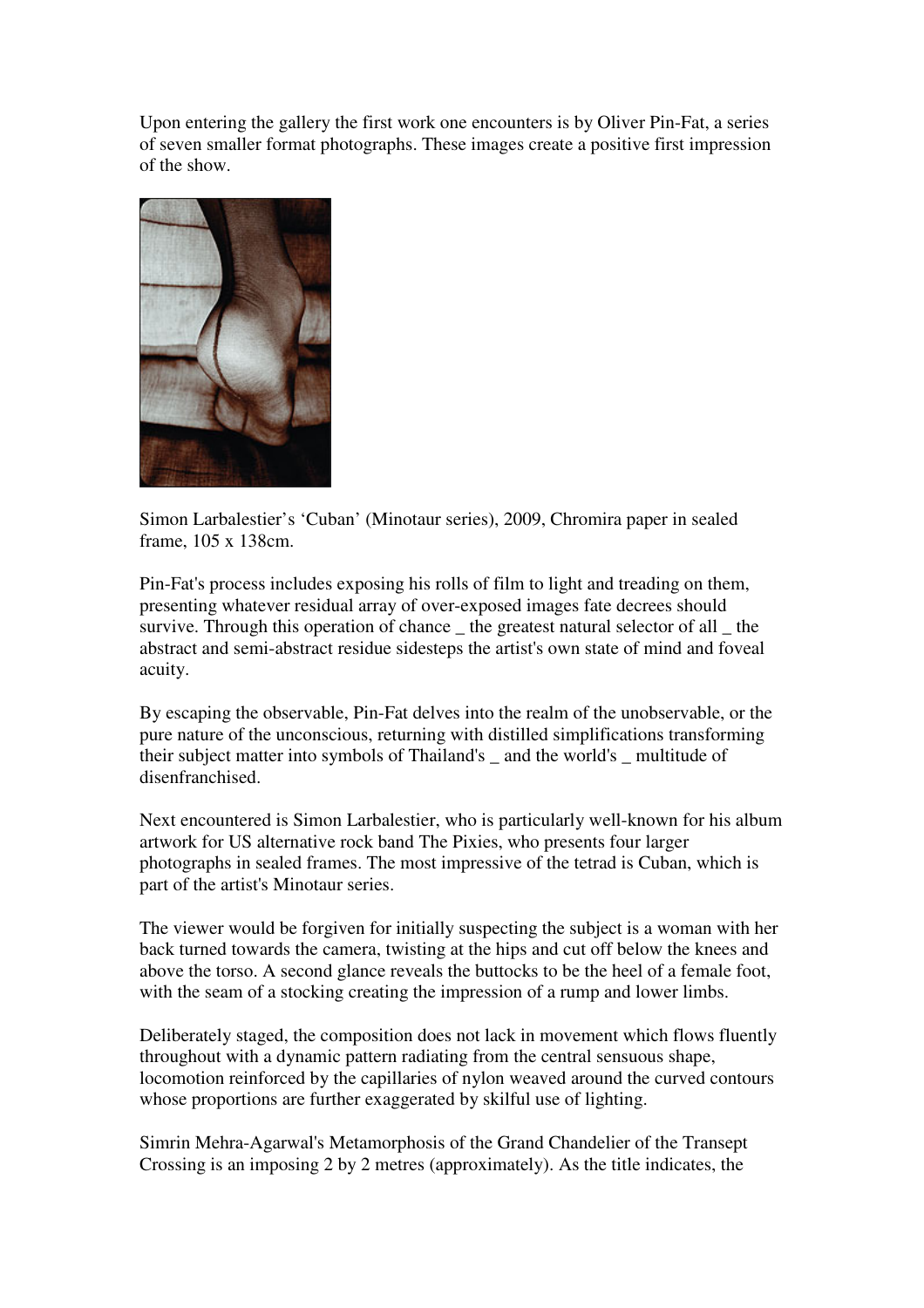Upon entering the gallery the first work one encounters is by Oliver Pin-Fat, a series of seven smaller format photographs. These images create a positive first impression of the show.

Simon Larbalestier's 'Cuban' (Minotaur series), 2009, Chromira paper in sealed frame, 105 x 138cm.

Pin-Fat's process includes exposing his rolls of film to light and treading on them, presenting whatever residual array of over-exposed images fate decrees should survive. Through this operation of chance _ the greatest natural selector of all _ the abstract and semi-abstract residue sidesteps the artist's own state of mind and foveal acuity.

By escaping the observable, Pin-Fat delves into the realm of the unobservable, or the pure nature of the unconscious, returning with distilled simplifications transforming their subject matter into symbols of Thailand's _ and the world's _ multitude of disenfranchised.

Next encountered is Simon Larbalestier, who is particularly well-known for his album artwork for US alternative rock band The Pixies, who presents four larger photographs in sealed frames. The most impressive of the tetrad is Cuban, which is part of the artist's Minotaur series.

The viewer would be forgiven for initially suspecting the subject is a woman with her back turned towards the camera, twisting at the hips and cut off below the knees and above the torso. A second glance reveals the buttocks to be the heel of a female foot, with the seam of a stocking creating the impression of a rump and lower limbs.

Deliberately staged, the composition does not lack in movement which flows fluently throughout with a dynamic pattern radiating from the central sensuous shape, locomotion reinforced by the capillaries of nylon weaved around the curved contours whose proportions are further exaggerated by skilful use of lighting.

Simrin Mehra-Agarwal's Metamorphosis of the Grand Chandelier of the Transept Crossing is an imposing 2 by 2 metres (approximately). As the title indicates, the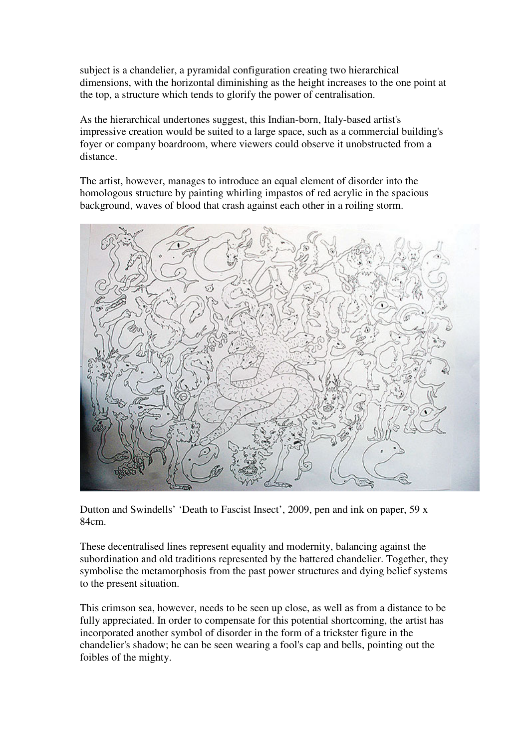subject is a chandelier, a pyramidal configuration creating two hierarchical dimensions, with the horizontal diminishing as the height increases to the one point at the top, a structure which tends to glorify the power of centralisation.

As the hierarchical undertones suggest, this Indian-born, Italy-based artist's impressive creation would be suited to a large space, such as a commercial building's foyer or company boardroom, where viewers could observe it unobstructed from a distance.

The artist, however, manages to introduce an equal element of disorder into the homologous structure by painting whirling impastos of red acrylic in the spacious background, waves of blood that crash against each other in a roiling storm.

Dutton and Swindells' 'Death to Fascist Insect', 2009, pen and ink on paper, 59 x 84cm.

These decentralised lines represent equality and modernity, balancing against the subordination and old traditions represented by the battered chandelier. Together, they symbolise the metamorphosis from the past power structures and dying belief systems to the present situation.

This crimson sea, however, needs to be seen up close, as well as from a distance to be fully appreciated. In order to compensate for this potential shortcoming, the artist has incorporated another symbol of disorder in the form of a trickster figure in the chandelier's shadow; he can be seen wearing a fool's cap and bells, pointing out the foibles of the mighty.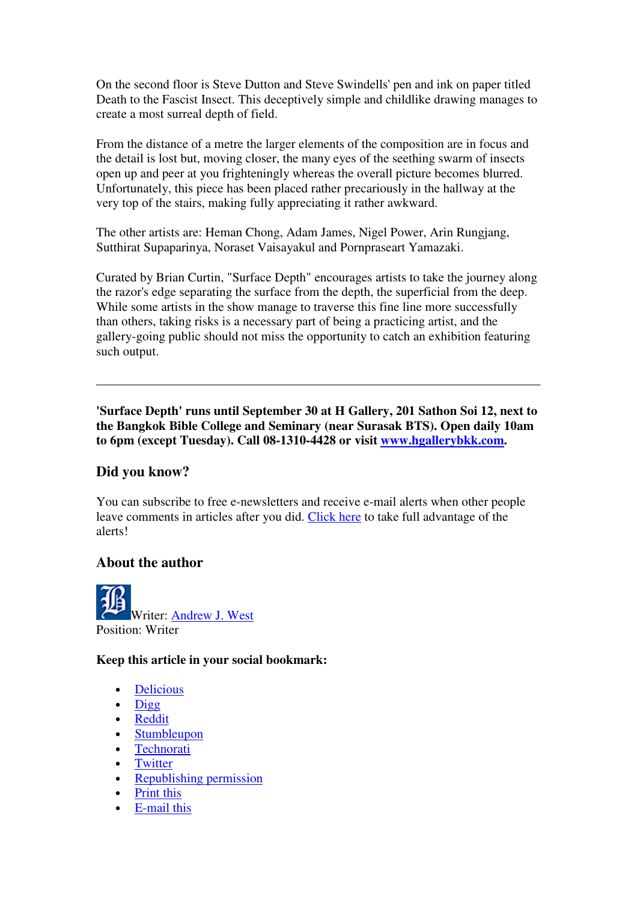On the second floor is Steve Dutton and Steve Swindells' pen and ink on paper titled Death to the Fascist Insect. This deceptively simple and childlike drawing manages to create a most surreal depth of field.

From the distance of a metre the larger elements of the composition are in focus and the detail is lost but, moving closer, the many eyes of the seething swarm of insects open up and peer at you frighteningly whereas the overall picture becomes blurred. Unfortunately, this piece has been placed rather precariously in the hallway at the very top of the stairs, making fully appreciating it rather awkward.

The other artists are: Heman Chong, Adam James, Nigel Power, Arin Rungjang, Sutthirat Supaparinya, Noraset Vaisayakul and Pornpraseart Yamazaki.

Curated by Brian Curtin, "Surface Depth" encourages artists to take the journey along the razor's edge separating the surface from the depth, the superficial from the deep. While some artists in the show manage to traverse this fine line more successfully than others, taking risks is a necessary part of being a practicing artist, and the gallery-going public should not miss the opportunity to catch an exhibition featuring such output.

---

**'Surface Depth' runs until September 30 at H Gallery, 201 Sathon Soi 12, next to the Bangkok Bible College and Seminary (near Surasak BTS). Open daily 10am to 6pm (except Tuesday). Call 08-1310-4428 or visit www.hgallerybkk.com.**

### Did you know?

You can subscribe to free e-newsletters and receive e-mail alerts when other people leave comments in articles after you did. Click here to take full advantage of the alerts!

### About the author

Writer: Andrew J. West
Position: Writer

#### Keep this article in your social bookmark:

- Delicious
- Digg
- Reddit
- Stumbleupon
- Technorati
- Twitter
- Republishing permission
- Print this
- E-mail this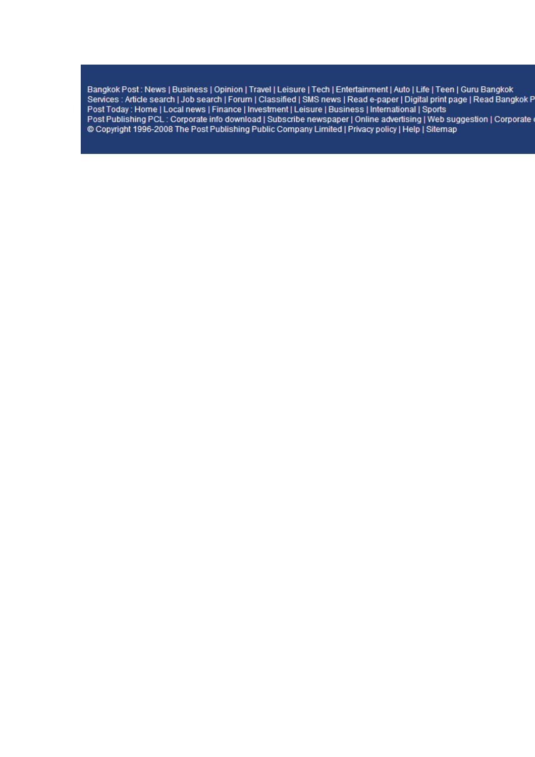Bangkok Post : News | Business | Opinion | Travel | Leisure | Tech | Entertainment | Auto | Life | Teen | Guru Bangkok
Services : Article search | Job search | Forum | Classified | SMS news | Read e-paper | Digital print page | Read Bangkok P
Post Today : Home | Local news | Finance | Investment | Leisure | Business | International | Sports
Post Publishing PCL : Corporate info download | Subscribe newspaper | Online advertising | Web suggestion | Corporate c
© Copyright 1996-2008 The Post Publishing Public Company Limited | Privacy policy | Help | Sitemap